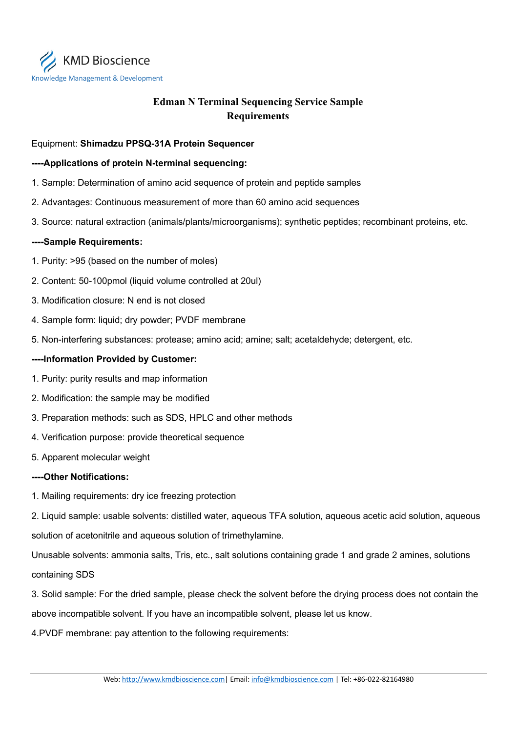KMD Bioscience

Knowledge Management & Development

# Edman N Terminal Sequencing Service Sample Requirements

Equipment: **Shimadzu PPSQ-31A Protein Sequencer**

**----Applications of protein N-terminal sequencing:**

1. Sample: Determination of amino acid sequence of protein and peptide samples
2. Advantages: Continuous measurement of more than 60 amino acid sequences
3. Source: natural extraction (animals/plants/microorganisms); synthetic peptides; recombinant proteins, etc.

**----Sample Requirements:**

1. Purity: >95 (based on the number of moles)
2. Content: 50-100pmol (liquid volume controlled at 20ul)
3. Modification closure: N end is not closed
4. Sample form: liquid; dry powder; PVDF membrane
5. Non-interfering substances: protease; amino acid; amine; salt; acetaldehyde; detergent, etc.

**----Information Provided by Customer:**

1. Purity: purity results and map information
2. Modification: the sample may be modified
3. Preparation methods: such as SDS, HPLC and other methods
4. Verification purpose: provide theoretical sequence
5. Apparent molecular weight

**----Other Notifications:**

1. Mailing requirements: dry ice freezing protection
2. Liquid sample: usable solvents: distilled water, aqueous TFA solution, aqueous acetic acid solution, aqueous solution of acetonitrile and aqueous solution of trimethylamine.

Unusable solvents: ammonia salts, Tris, etc., salt solutions containing grade 1 and grade 2 amines, solutions containing SDS

3. Solid sample: For the dried sample, please check the solvent before the drying process does not contain the above incompatible solvent. If you have an incompatible solvent, please let us know.
4. PVDF membrane: pay attention to the following requirements: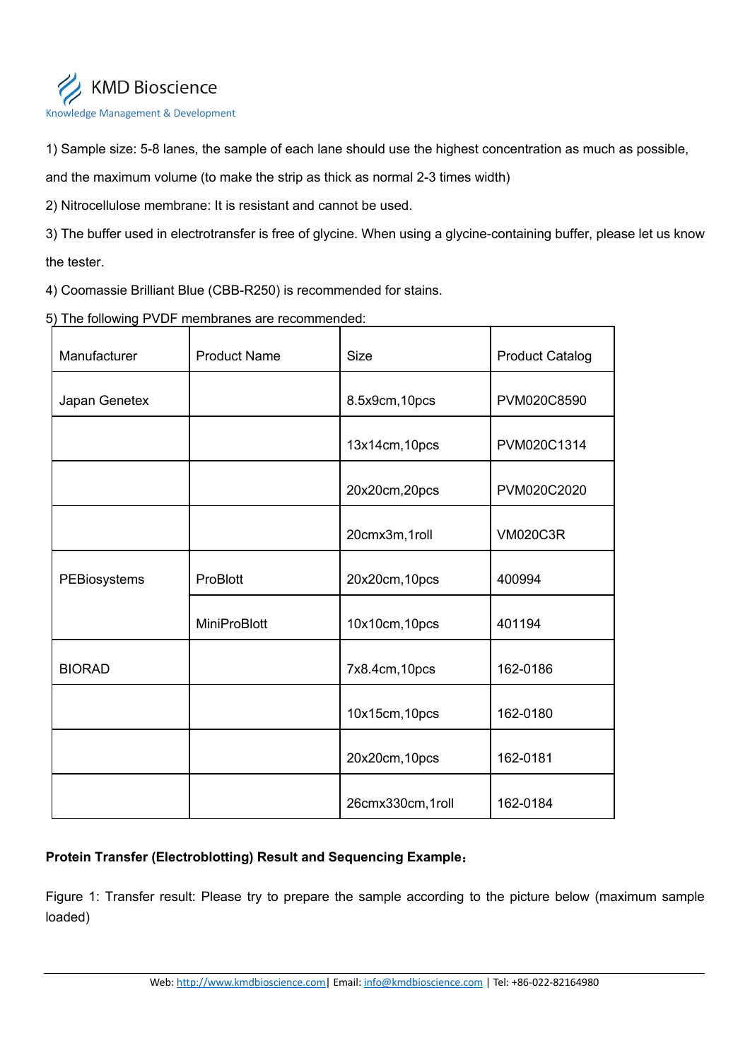1) Sample size: 5-8 lanes, the sample of each lane should use the highest concentration as much as possible, and the maximum volume (to make the strip as thick as normal 2-3 times width)

2) Nitrocellulose membrane: It is resistant and cannot be used.

3) The buffer used in electrotransfer is free of glycine. When using a glycine-containing buffer, please let us know the tester.

4) Coomassie Brilliant Blue (CBB-R250) is recommended for stains.

5) The following PVDF membranes are recommended:

| Manufacturer | Product Name | Size | Product Catalog |
|---|---|---|---|
| Japan Genetex | | 8.5x9cm,10pcs | PVM020C8590 |
| | | 13x14cm,10pcs | PVM020C1314 |
| | | 20x20cm,20pcs | PVM020C2020 |
| | | 20cmx3m,1roll | VM020C3R |
| PEBiosystems | ProBlott | 20x20cm,10pcs | 400994 |
| | MiniProBlott | 10x10cm,10pcs | 401194 |
| BIORAD | | 7x8.4cm,10pcs | 162-0186 |
| | | 10x15cm,10pcs | 162-0180 |
| | | 20x20cm,10pcs | 162-0181 |
| | | 26cmx330cm,1roll | 162-0184 |

**Protein Transfer (Electroblotting) Result and Sequencing Example：**

Figure 1: Transfer result: Please try to prepare the sample according to the picture below (maximum sample loaded)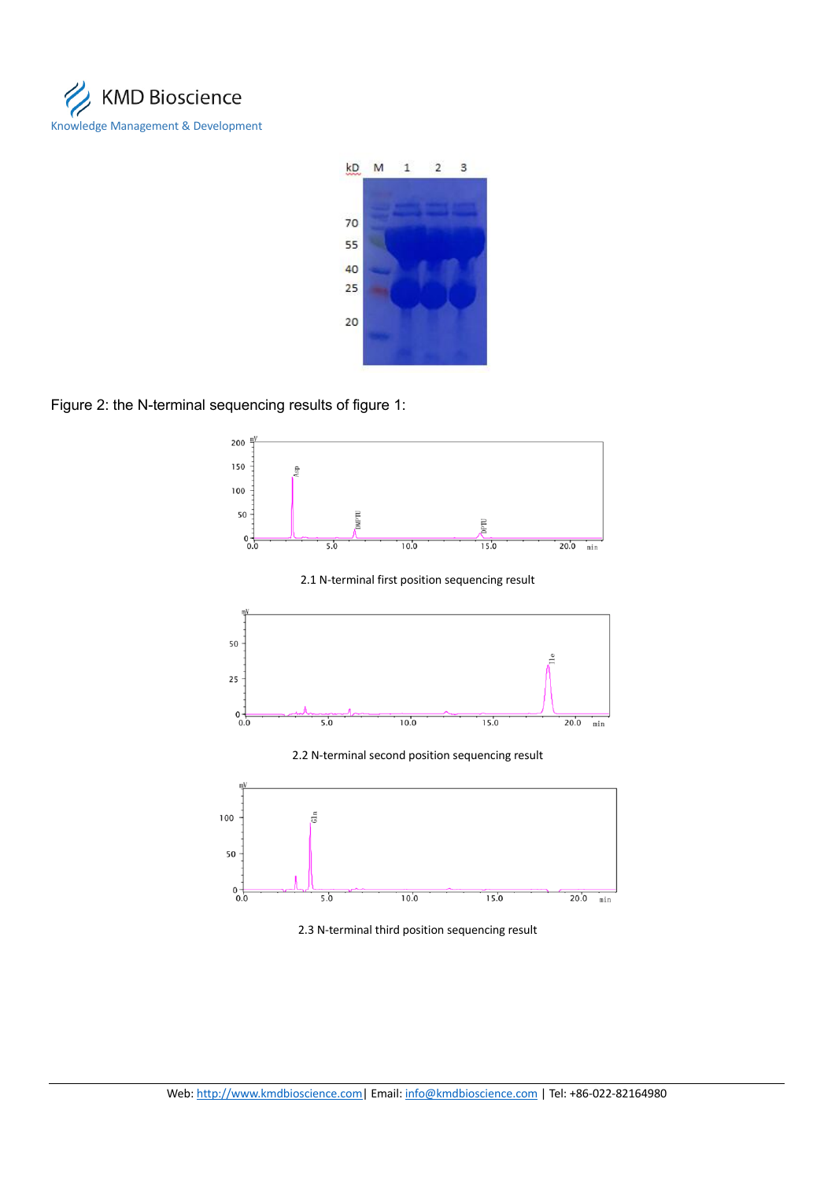Figure 2: the N-terminal sequencing results of figure 1:

2.1 N-terminal first position sequencing result

2.2 N-terminal second position sequencing result

2.3 N-terminal third position sequencing result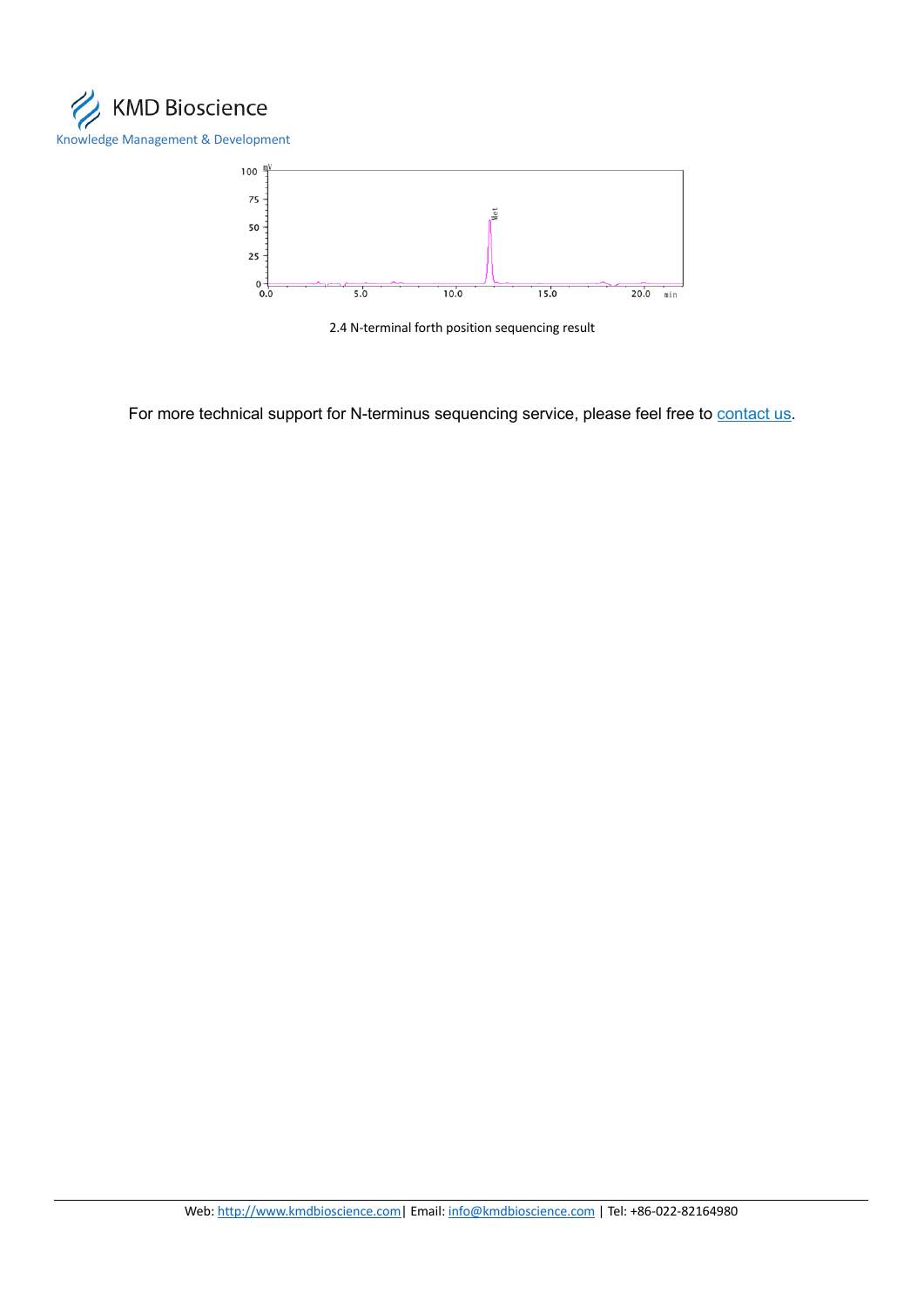100 mV

75

50

25

0

0.0

5.0

10.0

15.0

20.0 min

Met

2.4 N-terminal forth position sequencing result

For more technical support for N-terminus sequencing service, please feel free to contact us.